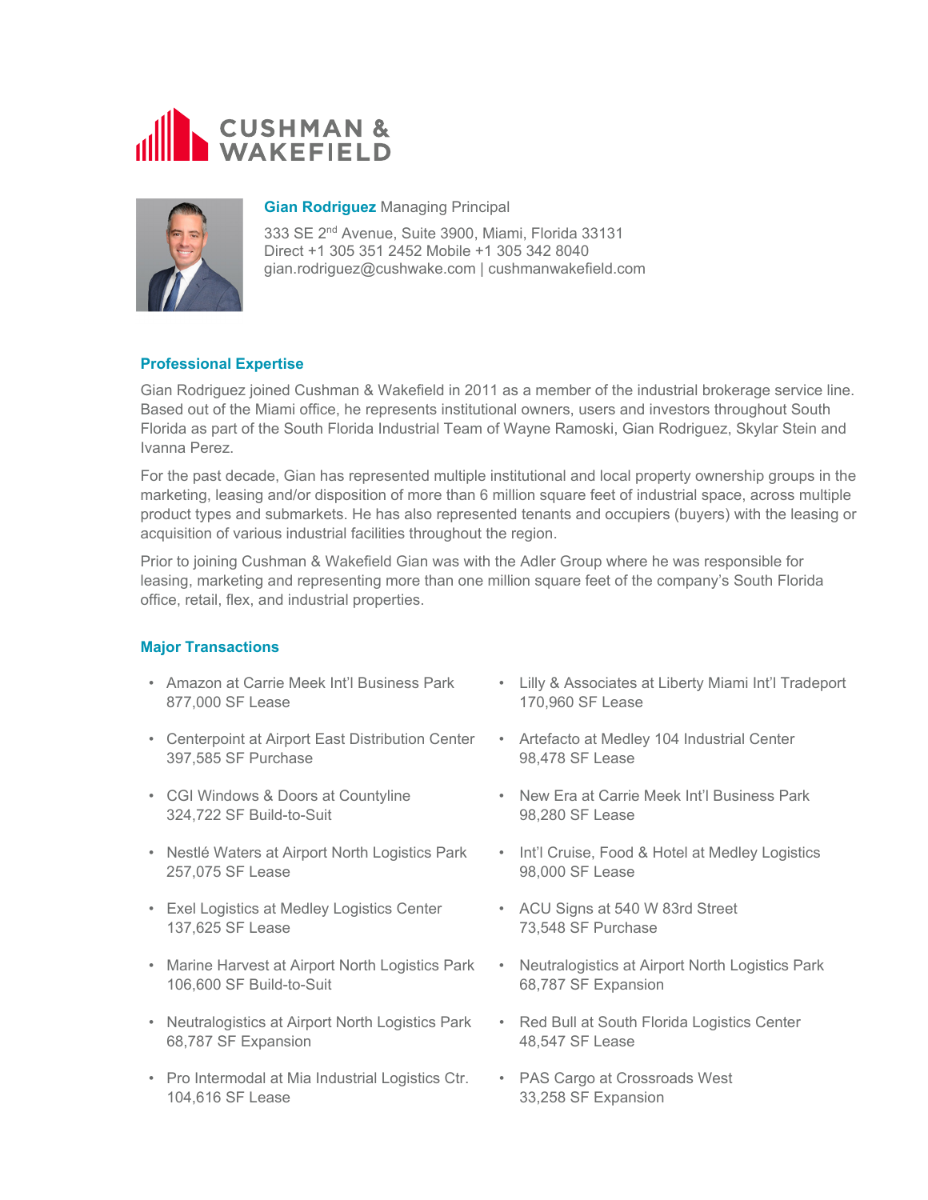# CUSHMAN & WAKEFIELD

**Gian Rodriguez** Managing Principal

333 SE 2nd Avenue, Suite 3900, Miami, Florida 33131
Direct +1 305 351 2452 Mobile +1 305 342 8040
gian.rodriguez@cushwake.com | cushmanwakefield.com

## Professional Expertise

Gian Rodriguez joined Cushman & Wakefield in 2011 as a member of the industrial brokerage service line. Based out of the Miami office, he represents institutional owners, users and investors throughout South Florida as part of the South Florida Industrial Team of Wayne Ramoski, Gian Rodriguez, Skylar Stein and Ivanna Perez.

For the past decade, Gian has represented multiple institutional and local property ownership groups in the marketing, leasing and/or disposition of more than 6 million square feet of industrial space, across multiple product types and submarkets. He has also represented tenants and occupiers (buyers) with the leasing or acquisition of various industrial facilities throughout the region.

Prior to joining Cushman & Wakefield Gian was with the Adler Group where he was responsible for leasing, marketing and representing more than one million square feet of the company's South Florida office, retail, flex, and industrial properties.

## Major Transactions

- Amazon at Carrie Meek Int'l Business Park
  877,000 SF Lease
- Centerpoint at Airport East Distribution Center
  397,585 SF Purchase
- CGI Windows & Doors at Countyline
  324,722 SF Build-to-Suit
- Nestlé Waters at Airport North Logistics Park
  257,075 SF Lease
- Exel Logistics at Medley Logistics Center
  137,625 SF Lease
- Marine Harvest at Airport North Logistics Park
  106,600 SF Build-to-Suit
- Neutralogistics at Airport North Logistics Park
  68,787 SF Expansion
- Pro Intermodal at Mia Industrial Logistics Ctr.
  104,616 SF Lease
- Lilly & Associates at Liberty Miami Int'l Tradeport
  170,960 SF Lease
- Artefacto at Medley 104 Industrial Center
  98,478 SF Lease
- New Era at Carrie Meek Int'l Business Park
  98,280 SF Lease
- Int'l Cruise, Food & Hotel at Medley Logistics
  98,000 SF Lease
- ACU Signs at 540 W 83rd Street
  73,548 SF Purchase
- Neutralogistics at Airport North Logistics Park
  68,787 SF Expansion
- Red Bull at South Florida Logistics Center
  48,547 SF Lease
- PAS Cargo at Crossroads West
  33,258 SF Expansion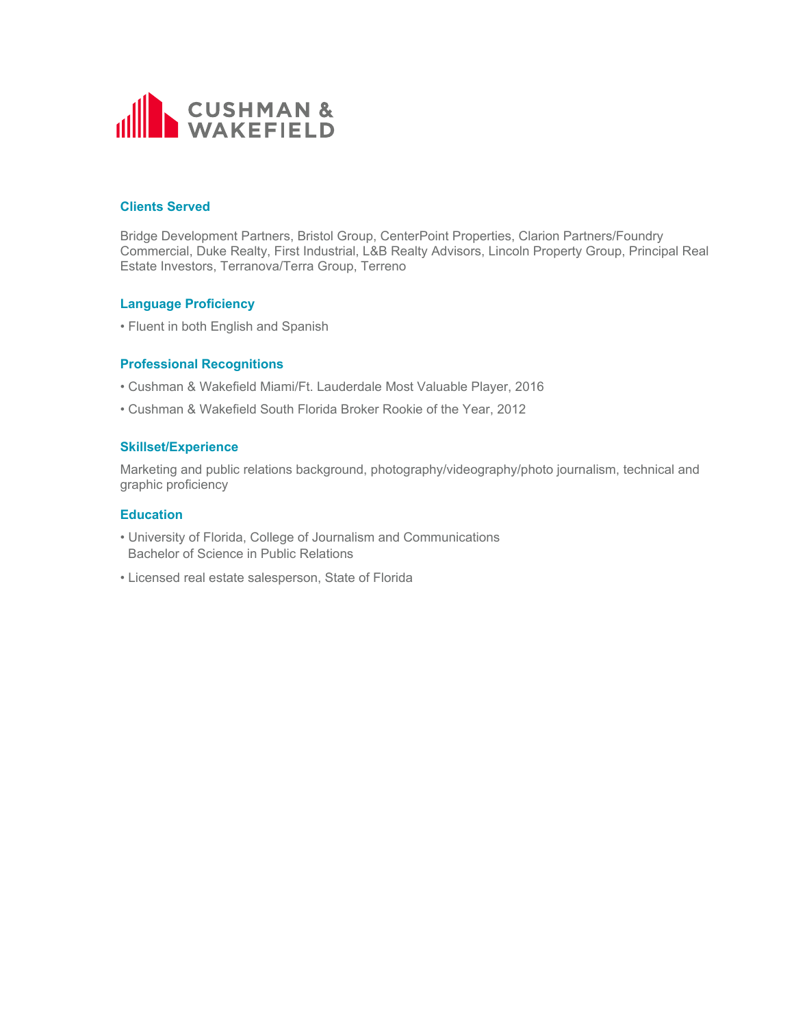CUSHMAN & WAKEFIELD

### Clients Served

Bridge Development Partners, Bristol Group, CenterPoint Properties, Clarion Partners/Foundry Commercial, Duke Realty, First Industrial, L&B Realty Advisors, Lincoln Property Group, Principal Real Estate Investors, Terranova/Terra Group, Terreno

### Language Proficiency

- Fluent in both English and Spanish

### Professional Recognitions

- Cushman & Wakefield Miami/Ft. Lauderdale Most Valuable Player, 2016
- Cushman & Wakefield South Florida Broker Rookie of the Year, 2012

### Skillset/Experience

Marketing and public relations background, photography/videography/photo journalism, technical and graphic proficiency

### Education

- University of Florida, College of Journalism and Communications
  Bachelor of Science in Public Relations
- Licensed real estate salesperson, State of Florida